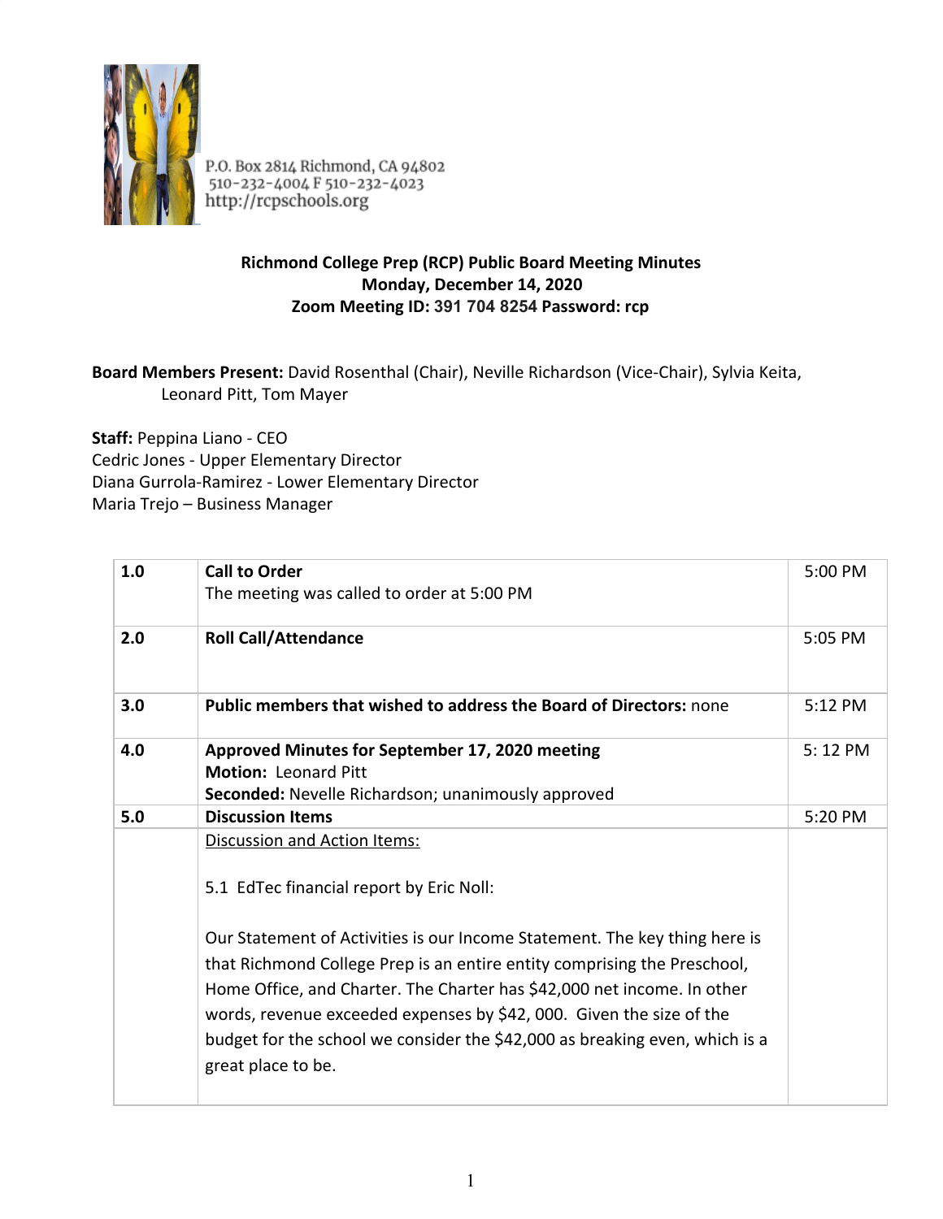P.O. Box 2814 Richmond, CA 94802
510-232-4004 F 510-232-4023
http://rcpschools.org

**Richmond College Prep (RCP) Public Board Meeting Minutes**
**Monday, December 14, 2020**
**Zoom Meeting ID: 391 704 8254 Password: rcp**

**Board Members Present:** David Rosenthal (Chair), Neville Richardson (Vice-Chair), Sylvia Keita, Leonard Pitt, Tom Mayer

**Staff:** Peppina Liano - CEO
Cedric Jones - Upper Elementary Director
Diana Gurrola-Ramirez - Lower Elementary Director
Maria Trejo – Business Manager

| | | |
|---|---|---|
| 1.0 | **Call to Order**<br>The meeting was called to order at 5:00 PM | 5:00 PM |
| 2.0 | **Roll Call/Attendance** | 5:05 PM |
| 3.0 | **Public members that wished to address the Board of Directors:** none | 5:12 PM |
| 4.0 | **Approved Minutes for September 17, 2020 meeting**<br>**Motion:** Leonard Pitt<br>**Seconded:** Nevelle Richardson; unanimously approved | 5: 12 PM |
| 5.0 | **Discussion Items** | 5:20 PM |
| | Discussion and Action Items:<br><br>5.1 EdTec financial report by Eric Noll:<br><br>Our Statement of Activities is our Income Statement. The key thing here is that Richmond College Prep is an entire entity comprising the Preschool, Home Office, and Charter. The Charter has $42,000 net income. In other words, revenue exceeded expenses by $42, 000. Given the size of the budget for the school we consider the $42,000 as breaking even, which is a great place to be. | |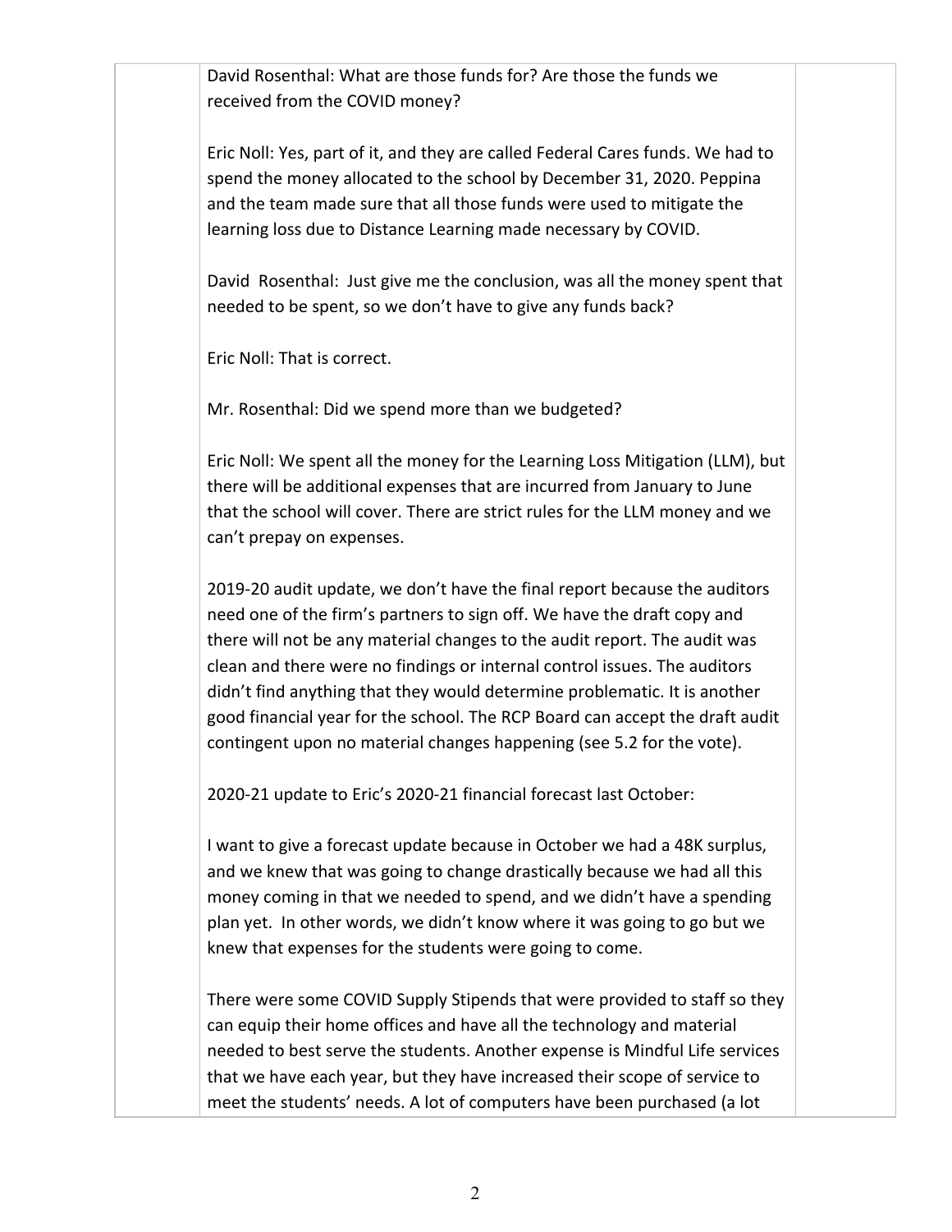David Rosenthal: What are those funds for? Are those the funds we received from the COVID money?

Eric Noll: Yes, part of it, and they are called Federal Cares funds. We had to spend the money allocated to the school by December 31, 2020. Peppina and the team made sure that all those funds were used to mitigate the learning loss due to Distance Learning made necessary by COVID.

David Rosenthal: Just give me the conclusion, was all the money spent that needed to be spent, so we don't have to give any funds back?

Eric Noll: That is correct.

Mr. Rosenthal: Did we spend more than we budgeted?

Eric Noll: We spent all the money for the Learning Loss Mitigation (LLM), but there will be additional expenses that are incurred from January to June that the school will cover. There are strict rules for the LLM money and we can't prepay on expenses.

2019-20 audit update, we don't have the final report because the auditors need one of the firm's partners to sign off. We have the draft copy and there will not be any material changes to the audit report. The audit was clean and there were no findings or internal control issues. The auditors didn't find anything that they would determine problematic. It is another good financial year for the school. The RCP Board can accept the draft audit contingent upon no material changes happening (see 5.2 for the vote).

2020-21 update to Eric's 2020-21 financial forecast last October:

I want to give a forecast update because in October we had a 48K surplus, and we knew that was going to change drastically because we had all this money coming in that we needed to spend, and we didn't have a spending plan yet. In other words, we didn't know where it was going to go but we knew that expenses for the students were going to come.

There were some COVID Supply Stipends that were provided to staff so they can equip their home offices and have all the technology and material needed to best serve the students. Another expense is Mindful Life services that we have each year, but they have increased their scope of service to meet the students' needs. A lot of computers have been purchased (a lot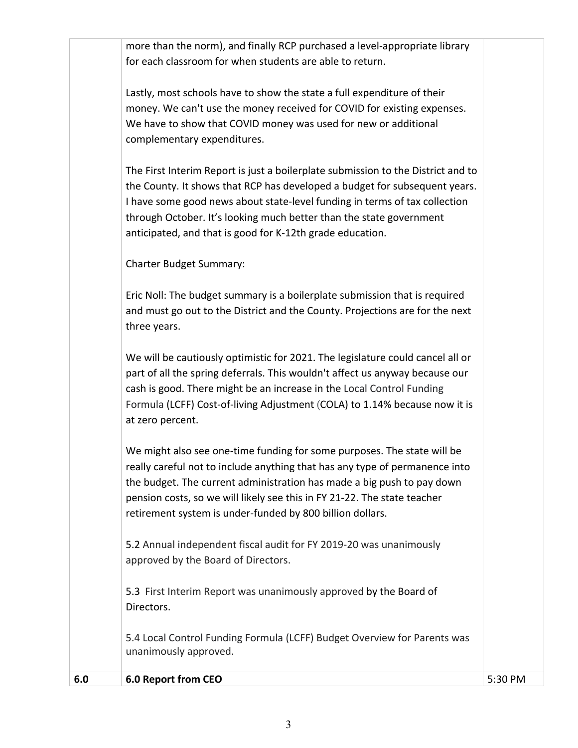| | | |
|---|---|---|
| | more than the norm), and finally RCP purchased a level-appropriate library for each classroom for when students are able to return.<br><br>Lastly, most schools have to show the state a full expenditure of their money. We can't use the money received for COVID for existing expenses. We have to show that COVID money was used for new or additional complementary expenditures.<br><br>The First Interim Report is just a boilerplate submission to the District and to the County. It shows that RCP has developed a budget for subsequent years. I have some good news about state-level funding in terms of tax collection through October. It's looking much better than the state government anticipated, and that is good for K-12th grade education.<br><br>Charter Budget Summary:<br><br>Eric Noll: The budget summary is a boilerplate submission that is required and must go out to the District and the County. Projections are for the next three years.<br><br>We will be cautiously optimistic for 2021. The legislature could cancel all or part of all the spring deferrals. This wouldn't affect us anyway because our cash is good. There might be an increase in the Local Control Funding Formula (LCFF) Cost-of-living Adjustment (COLA) to 1.14% because now it is at zero percent.<br><br>We might also see one-time funding for some purposes. The state will be really careful not to include anything that has any type of permanence into the budget. The current administration has made a big push to pay down pension costs, so we will likely see this in FY 21-22. The state teacher retirement system is under-funded by 800 billion dollars.<br><br>5.2 Annual independent fiscal audit for FY 2019-20 was unanimously approved by the Board of Directors.<br><br>5.3 First Interim Report was unanimously approved by the Board of Directors.<br><br>5.4 Local Control Funding Formula (LCFF) Budget Overview for Parents was unanimously approved. | |
| **6.0** | **6.0 Report from CEO** | 5:30 PM |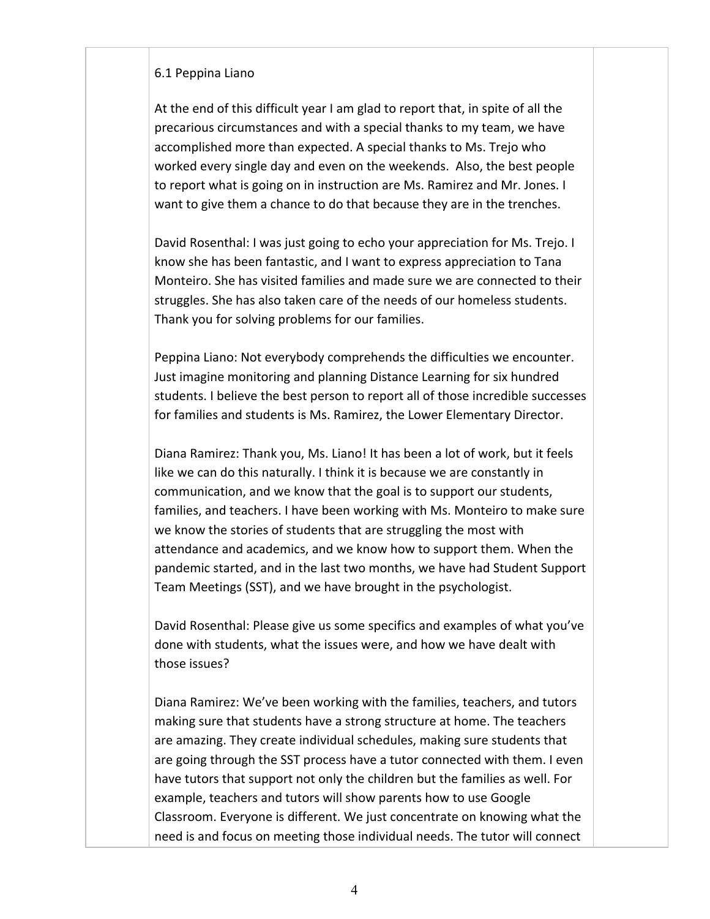6.1 Peppina Liano

At the end of this difficult year I am glad to report that, in spite of all the precarious circumstances and with a special thanks to my team, we have accomplished more than expected. A special thanks to Ms. Trejo who worked every single day and even on the weekends. Also, the best people to report what is going on in instruction are Ms. Ramirez and Mr. Jones. I want to give them a chance to do that because they are in the trenches.

David Rosenthal: I was just going to echo your appreciation for Ms. Trejo. I know she has been fantastic, and I want to express appreciation to Tana Monteiro. She has visited families and made sure we are connected to their struggles. She has also taken care of the needs of our homeless students. Thank you for solving problems for our families.

Peppina Liano: Not everybody comprehends the difficulties we encounter. Just imagine monitoring and planning Distance Learning for six hundred students. I believe the best person to report all of those incredible successes for families and students is Ms. Ramirez, the Lower Elementary Director.

Diana Ramirez: Thank you, Ms. Liano! It has been a lot of work, but it feels like we can do this naturally. I think it is because we are constantly in communication, and we know that the goal is to support our students, families, and teachers. I have been working with Ms. Monteiro to make sure we know the stories of students that are struggling the most with attendance and academics, and we know how to support them. When the pandemic started, and in the last two months, we have had Student Support Team Meetings (SST), and we have brought in the psychologist.

David Rosenthal: Please give us some specifics and examples of what you've done with students, what the issues were, and how we have dealt with those issues?

Diana Ramirez: We've been working with the families, teachers, and tutors making sure that students have a strong structure at home. The teachers are amazing. They create individual schedules, making sure students that are going through the SST process have a tutor connected with them. I even have tutors that support not only the children but the families as well. For example, teachers and tutors will show parents how to use Google Classroom. Everyone is different. We just concentrate on knowing what the need is and focus on meeting those individual needs. The tutor will connect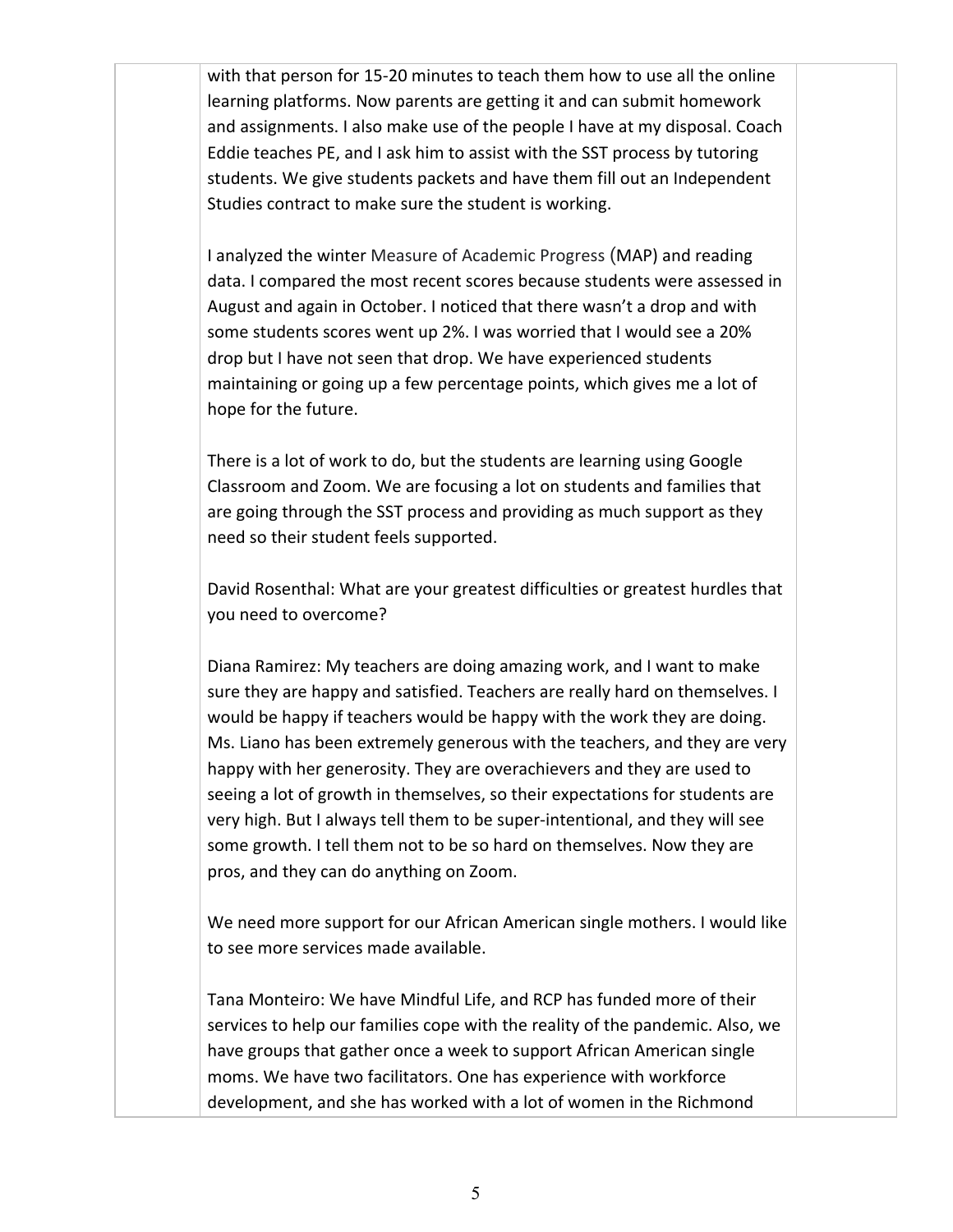with that person for 15-20 minutes to teach them how to use all the online learning platforms. Now parents are getting it and can submit homework and assignments. I also make use of the people I have at my disposal. Coach Eddie teaches PE, and I ask him to assist with the SST process by tutoring students. We give students packets and have them fill out an Independent Studies contract to make sure the student is working.

I analyzed the winter Measure of Academic Progress (MAP) and reading data. I compared the most recent scores because students were assessed in August and again in October. I noticed that there wasn't a drop and with some students scores went up 2%. I was worried that I would see a 20% drop but I have not seen that drop. We have experienced students maintaining or going up a few percentage points, which gives me a lot of hope for the future.

There is a lot of work to do, but the students are learning using Google Classroom and Zoom. We are focusing a lot on students and families that are going through the SST process and providing as much support as they need so their student feels supported.

David Rosenthal: What are your greatest difficulties or greatest hurdles that you need to overcome?

Diana Ramirez: My teachers are doing amazing work, and I want to make sure they are happy and satisfied. Teachers are really hard on themselves. I would be happy if teachers would be happy with the work they are doing. Ms. Liano has been extremely generous with the teachers, and they are very happy with her generosity. They are overachievers and they are used to seeing a lot of growth in themselves, so their expectations for students are very high. But I always tell them to be super-intentional, and they will see some growth. I tell them not to be so hard on themselves. Now they are pros, and they can do anything on Zoom.

We need more support for our African American single mothers. I would like to see more services made available.

Tana Monteiro: We have Mindful Life, and RCP has funded more of their services to help our families cope with the reality of the pandemic. Also, we have groups that gather once a week to support African American single moms. We have two facilitators. One has experience with workforce development, and she has worked with a lot of women in the Richmond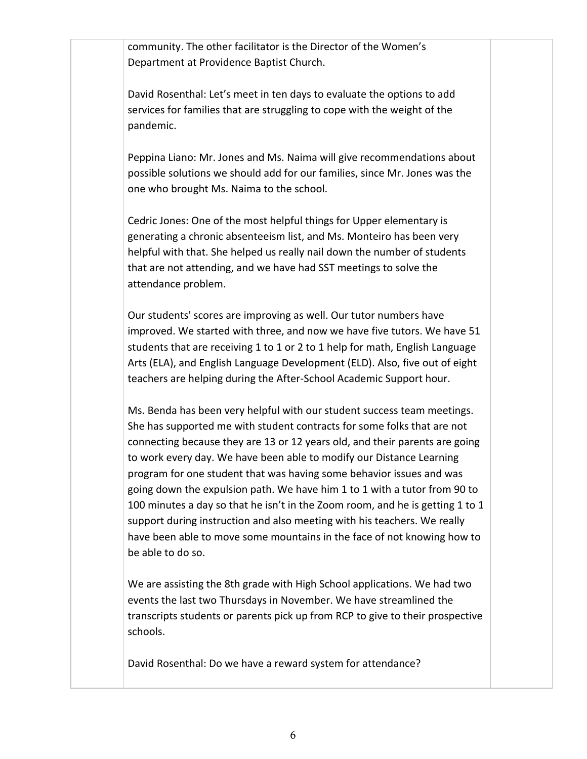community. The other facilitator is the Director of the Women's Department at Providence Baptist Church.

David Rosenthal: Let's meet in ten days to evaluate the options to add services for families that are struggling to cope with the weight of the pandemic.

Peppina Liano: Mr. Jones and Ms. Naima will give recommendations about possible solutions we should add for our families, since Mr. Jones was the one who brought Ms. Naima to the school.

Cedric Jones: One of the most helpful things for Upper elementary is generating a chronic absenteeism list, and Ms. Monteiro has been very helpful with that. She helped us really nail down the number of students that are not attending, and we have had SST meetings to solve the attendance problem.

Our students' scores are improving as well. Our tutor numbers have improved. We started with three, and now we have five tutors. We have 51 students that are receiving 1 to 1 or 2 to 1 help for math, English Language Arts (ELA), and English Language Development (ELD). Also, five out of eight teachers are helping during the After-School Academic Support hour.

Ms. Benda has been very helpful with our student success team meetings. She has supported me with student contracts for some folks that are not connecting because they are 13 or 12 years old, and their parents are going to work every day. We have been able to modify our Distance Learning program for one student that was having some behavior issues and was going down the expulsion path. We have him 1 to 1 with a tutor from 90 to 100 minutes a day so that he isn't in the Zoom room, and he is getting 1 to 1 support during instruction and also meeting with his teachers. We really have been able to move some mountains in the face of not knowing how to be able to do so.

We are assisting the 8th grade with High School applications. We had two events the last two Thursdays in November. We have streamlined the transcripts students or parents pick up from RCP to give to their prospective schools.

David Rosenthal: Do we have a reward system for attendance?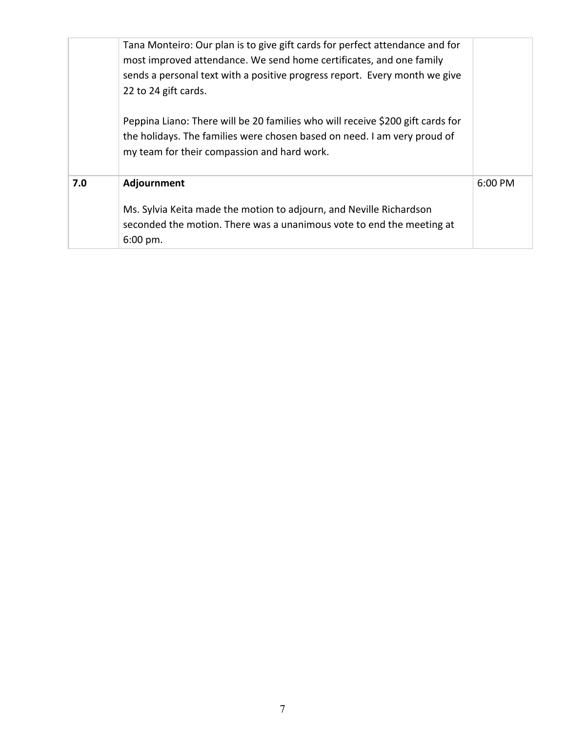| | | |
|---|---|---|
| | Tana Monteiro: Our plan is to give gift cards for perfect attendance and for most improved attendance. We send home certificates, and one family sends a personal text with a positive progress report. Every month we give 22 to 24 gift cards.<br><br>Peppina Liano: There will be 20 families who will receive $200 gift cards for the holidays. The families were chosen based on need. I am very proud of my team for their compassion and hard work. | |
| **7.0** | **Adjournment**<br><br>Ms. Sylvia Keita made the motion to adjourn, and Neville Richardson seconded the motion. There was a unanimous vote to end the meeting at 6:00 pm. | 6:00 PM |